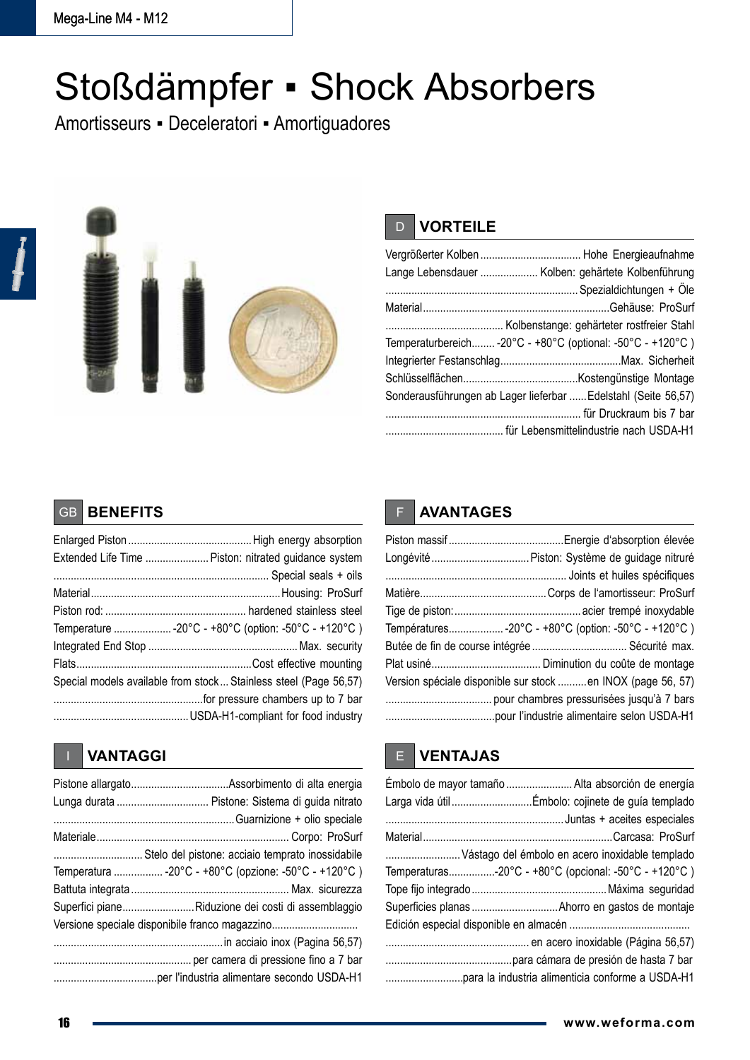# Stoßdämpfer ▪ Shock Absorbers

Amortisseurs ▪ Deceleratori ▪ Amortiguadores

## D VORTEILE

Vergrößerter Kolben .................................. Hohe Energieaufnahme
Lange Lebensdauer .................... Kolben: gehärtete Kolbenführung
.................................................................. Spezialdichtungen + Öle
Material................................................................Gehäuse: ProSurf
......................................... Kolbenstange: gehärteter rostfreier Stahl
Temperaturbereich........ -20°C - +80°C (optional: -50°C - +120°C )
Integrierter Festanschlag..........................................Max. Sicherheit
Schlüsselflächen........................................Kostengünstige Montage
Sonderausführungen ab Lager lieferbar ......Edelstahl (Seite 56,57)
................................................................... für Druckraum bis 7 bar
......................................... für Lebensmittelindustrie nach USDA-H1

## GB BENEFITS

Enlarged Piston ........................................... High energy absorption
Extended Life Time ...................... Piston: nitrated guidance system
......................................................................... Special seals + oils
Material.................................................................Housing: ProSurf
Piston rod: ................................................. hardened stainless steel
Temperature .................... -20°C - +80°C (option: -50°C - +120°C )
Integrated End Stop ................................................... Max. security
Flats............................................................Cost effective mounting
Special models available from stock ... Stainless steel (Page 56,57)
...................................................for pressure chambers up to 7 bar
...............................................USDA-H1-compliant for food industry

## F AVANTAGES

Piston massif........................................Energie d'absorption élevée
Longévité..................................Piston: Système de guidage nitruré
.............................................................. Joints et huiles spécifiques
Matière............................................Corps de l'amortisseur: ProSurf
Tige de piston:............................................acier trempé inoxydable
Températures................... -20°C - +80°C (option: -50°C - +120°C )
Butée de fin de course intégrée ................................ Sécurité max.
Plat usiné...................................... Diminution du coûte de montage
Version spéciale disponible sur stock ..........en INOX (page 56, 57)
..................................... pour chambres pressurisées jusqu'à 7 bars
......................................pour l'industrie alimentaire selon USDA-H1

## I VANTAGGI

Pistone allargato..................................Assorbimento di alta energia
Lunga durata ................................ Pistone: Sistema di guida nitrato
..............................................................Guarnizione + olio speciale
Materiale.................................................................. Corpo: ProSurf
............................... Stelo del pistone: acciaio temprato inossidabile
Temperatura ................. -20°C - +80°C (opzione: -50°C - +120°C )
Battuta integrata ...................................................... Max. sicurezza
Superfici piane.........................Riduzione dei costi di assemblaggio
Versione speciale disponibile franco magazzino.............................
..........................................................in acciaio inox (Pagina 56,57)
............................................... per camera di pressione fino a 7 bar
....................................per l'industria alimentare secondo USDA-H1

## E VENTAJAS

Émbolo de mayor tamaño ....................... Alta absorción de energía
Larga vida útil ............................Émbolo: cojinete de guía templado
.............................................................Juntas + aceites especiales
Material.................................................................Carcasa: ProSurf
.......................... Vástago del émbolo en acero inoxidable templado
Temperaturas................-20°C - +80°C (opcional: -50°C - +120°C )
Tope fijo integrado..............................................Máxima seguridad
Superficies planas .............................Ahorro en gastos de montaje
Edición especial disponible en almacén .........................................
................................................. en acero inoxidable (Página 56,57)
............................................para cámara de presión de hasta 7 bar
...........................para la industria alimenticia conforme a USDA-H1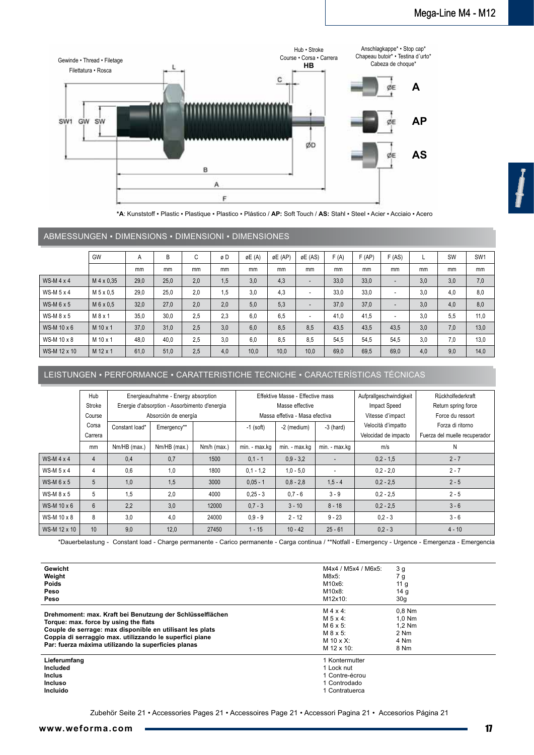# Mega-Line M4 - M12

Gewinde • Thread • Filetage
Filettatura • Rosca

Hub • Stroke
Course • Corsa • Carrera
**HB**

Anschlagkappe* • Stop cap*
Chapeau butoir* • Testina d´urto*
Cabeza de choque*

**A**
**AP**
**AS**

SW1 GW SW L C ØD B A F ØE

***A**: Kunststoff • Plastic • Plastique • Plastico • Plástico / **AP:** Soft Touch / **AS:** Stahl • Steel • Acier • Acciaio • Acero

## ABMESSUNGEN • DIMENSIONS • DIMENSIONI • DIMENSIONES

| | GW | A | B | C | ø D | øE (A) | øE (AP) | øE (AS) | F (A) | F (AP) | F (AS) | L | SW | SW1 |
|---|---|---|---|---|---|---|---|---|---|---|---|---|---|---|
| | | mm | mm | mm | mm | mm | mm | mm | mm | mm | mm | mm | mm | mm |
| WS-M 4 x 4 | M 4 x 0,35 | 29,0 | 25,0 | 2,0 | 1,5 | 3,0 | 4,3 | - | 33,0 | 33,0 | - | 3,0 | 3,0 | 7,0 |
| WS-M 5 x 4 | M 5 x 0,5 | 29,0 | 25,0 | 2,0 | 1,5 | 3,0 | 4,3 | - | 33,0 | 33,0 | - | 3,0 | 4,0 | 8,0 |
| WS-M 6 x 5 | M 6 x 0,5 | 32,0 | 27,0 | 2,0 | 2,0 | 5,0 | 5,3 | - | 37,0 | 37,0 | - | 3,0 | 4,0 | 8,0 |
| WS-M 8 x 5 | M 8 x 1 | 35,0 | 30,0 | 2,5 | 2,3 | 6,0 | 6,5 | - | 41,0 | 41,5 | - | 3,0 | 5,5 | 11,0 |
| WS-M 10 x 6 | M 10 x 1 | 37,0 | 31,0 | 2,5 | 3,0 | 6,0 | 8,5 | 8,5 | 43,5 | 43,5 | 43,5 | 3,0 | 7,0 | 13,0 |
| WS-M 10 x 8 | M 10 x 1 | 48,0 | 40,0 | 2,5 | 3,0 | 6,0 | 8,5 | 8,5 | 54,5 | 54,5 | 54,5 | 3,0 | 7,0 | 13,0 |
| WS-M 12 x 10 | M 12 x 1 | 61,0 | 51,0 | 2,5 | 4,0 | 10,0 | 10,0 | 10,0 | 69,0 | 69,5 | 69,0 | 4,0 | 9,0 | 14,0 |

## LEISTUNGEN • PERFORMANCE • CARATTERISTICHE TECNICHE • CARACTERÍSTICAS TÉCNICAS

| | Hub Stroke Course Corsa Carrera | Energieaufnahme - Energy absorption Energie d'absorption - Assorbimento d'energia Absorción de energía | | | Effektive Masse - Effective mass Masse effective Massa effetiva - Masa efectiva | | | Aufprallgeschwindigkeit Impact Speed Vitesse d'impact Velocità d'impatto Velocidad de impacto | Rückholfederkraft Return spring force Force du ressort Forza di ritorno Fuerza del muelle recuperador |
|---|---|---|---|---|---|---|---|---|---|
| | | Constant load* | Emergency** | | -1 (soft) | -2 (medium) | -3 (hard) | | |
| | mm | Nm/HB (max.) | Nm/HB (max.) | Nm/h (max.) | min. - max.kg | min. - max.kg | min. - max.kg | m/s | N |
| WS-M 4 x 4 | 4 | 0,4 | 0,7 | 1500 | 0,1 - 1 | 0,9 - 3,2 | - | 0,2 - 1,5 | 2 - 7 |
| WS-M 5 x 4 | 4 | 0,6 | 1,0 | 1800 | 0,1 - 1,2 | 1,0 - 5,0 | - | 0,2 - 2,0 | 2 - 7 |
| WS-M 6 x 5 | 5 | 1,0 | 1,5 | 3000 | 0,05 - 1 | 0,8 - 2,8 | 1,5 - 4 | 0,2 - 2,5 | 2 - 5 |
| WS-M 8 x 5 | 5 | 1,5 | 2,0 | 4000 | 0,25 - 3 | 0,7 - 6 | 3 - 9 | 0,2 - 2,5 | 2 - 5 |
| WS-M 10 x 6 | 6 | 2,2 | 3,0 | 12000 | 0,7 - 3 | 3 - 10 | 8 - 18 | 0,2 - 2,5 | 3 - 6 |
| WS-M 10 x 8 | 8 | 3,0 | 4,0 | 24000 | 0,9 - 9 | 2 - 12 | 9 - 23 | 0,2 - 3 | 3 - 6 |
| WS-M 12 x 10 | 10 | 9,0 | 12,0 | 27450 | 1 - 15 | 10 - 42 | 25 - 61 | 0,2 - 3 | 4 - 10 |

*Dauerbelastung - Constant load - Charge permanente - Carico permanente - Carga continua / **Notfall - Emergency - Urgence - Emergenza - Emergencia

| | | |
|---|---|---|
| **Gewicht**<br>**Weight**<br>**Poids**<br>**Peso**<br>**Peso** | M4x4 / M5x4 / M6x5:<br>M8x5:<br>M10x6:<br>M10x8:<br>M12x10: | 3 g<br>7 g<br>11 g<br>14 g<br>30g |
| **Drehmoment: max. Kraft bei Benutzung der Schlüsselflächen**<br>**Torque: max. force by using the flats**<br>**Couple de serrage: max disponible en utilisant les plats**<br>**Coppia di serraggio max. utilizzando le superfici piane**<br>**Par: fuerza máxima utilizando la superficies planas** | M 4 x 4:<br>M 5 x 4:<br>M 6 x 5:<br>M 8 x 5:<br>M 10 x X:<br>M 12 x 10: | 0,8 Nm<br>1,0 Nm<br>1,2 Nm<br>2 Nm<br>4 Nm<br>8 Nm |
| **Lieferumfang**<br>**Included**<br>**Inclus**<br>**Incluso**<br>**Incluido** | 1 Kontermutter<br>1 Lock nut<br>1 Contre-écrou<br>1 Controdado<br>1 Contratuerca | |

Zubehör Seite 21 • Accessories Pages 21 • Accessoires Page 21 • Accessori Pagina 21 • Accesorios Página 21

www.weforma.com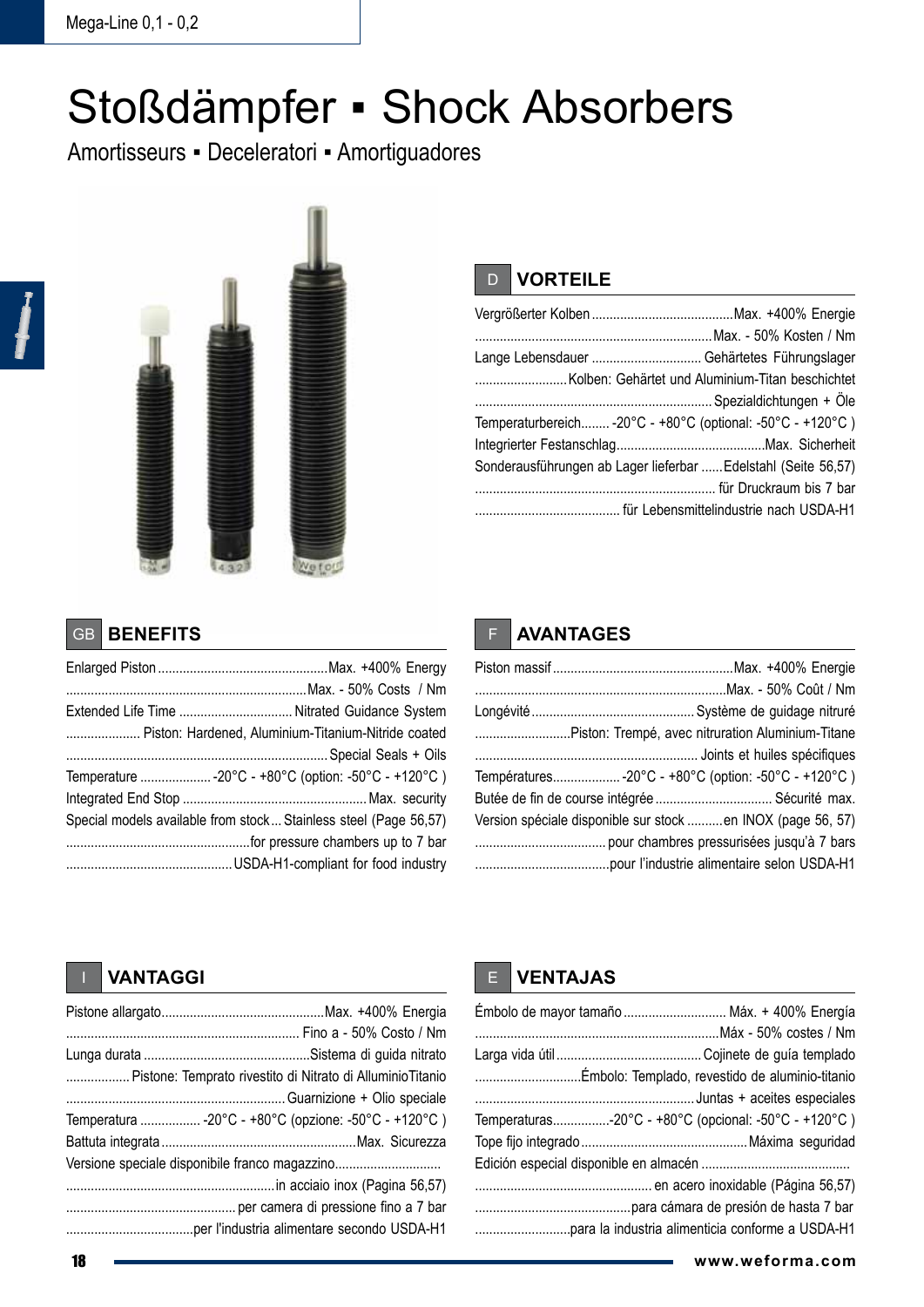# Stoßdämpfer ▪ Shock Absorbers

Amortisseurs ▪ Deceleratori ▪ Amortiguadores

## D VORTEILE

Vergrößerter Kolben ........................................Max. +400% Energie
..................................................................Max. - 50% Kosten / Nm
Lange Lebensdauer ............................... Gehärtetes Führungslager
..........................Kolben: Gehärtet und Aluminium-Titan beschichtet
.................................................................. Spezialdichtungen + Öle
Temperaturbereich........ -20°C - +80°C (optional: -50°C - +120°C )
Integrierter Festanschlag..........................................Max. Sicherheit
Sonderausführungen ab Lager lieferbar ......Edelstahl (Seite 56,57)
.................................................................. für Druckraum bis 7 bar
......................................... für Lebensmittelindustrie nach USDA-H1

## GB BENEFITS

Enlarged Piston ...............................................Max. +400% Energy
...................................................................Max. - 50% Costs / Nm
Extended Life Time ................................ Nitrated Guidance System
..................... Piston: Hardened, Aluminium-Titanium-Nitride coated
........................................................................Special Seals + Oils
Temperature .................... -20°C - +80°C (option: -50°C - +120°C )
Integrated End Stop ................................................... Max. security
Special models available from stock... Stainless steel (Page 56,57)
...................................................for pressure chambers up to 7 bar
..............................................USDA-H1-compliant for food industry

## F AVANTAGES

Piston massif..................................................Max. +400% Energie
.....................................................................Max. - 50% Coût / Nm
Longévité............................................. Système de guidage nitruré
...........................Piston: Trempé, avec nitruration Aluminium-Titane
............................................................. Joints et huiles spécifiques
Températures................... -20°C - +80°C (option: -50°C - +120°C )
Butée de fin de course intégrée................................ Sécurité max.
Version spéciale disponible sur stock ..........en INOX (page 56, 57)
..................................... pour chambres pressurisées jusqu'à 7 bars
......................................pour l'industrie alimentaire selon USDA-H1

## I VANTAGGI

Pistone allargato.............................................Max. +400% Energia
................................................................. Fino a - 50% Costo / Nm
Lunga durata ...............................................Sistema di guida nitrato
.................. Pistone: Temprato rivestito di Nitrato di AlluminioTitanio
............................................................Guarnizione + Olio speciale
Temperatura ................. -20°C - +80°C (opzione: -50°C - +120°C )
Battuta integrata......................................................Max. Sicurezza
Versione speciale disponibile franco magazzino.............................
..........................................................in acciaio inox (Pagina 56,57)
............................................... per camera di pressione fino a 7 bar
....................................per l'industria alimentare secondo USDA-H1

## E VENTAJAS

Émbolo de mayor tamaño............................ Máx. + 400% Energía
....................................................................Máx - 50% costes / Nm
Larga vida útil......................................... Cojinete de guía templado
.............................Émbolo: Templado, revestido de aluminio-titanio
.............................................................Juntas + aceites especiales
Temperaturas................-20°C - +80°C (opcional: -50°C - +120°C )
Tope fijo integrado..............................................Máxima seguridad
Edición especial disponible en almacén .........................................
................................................. en acero inoxidable (Página 56,57)
............................................para cámara de presión de hasta 7 bar
...........................para la industria alimenticia conforme a USDA-H1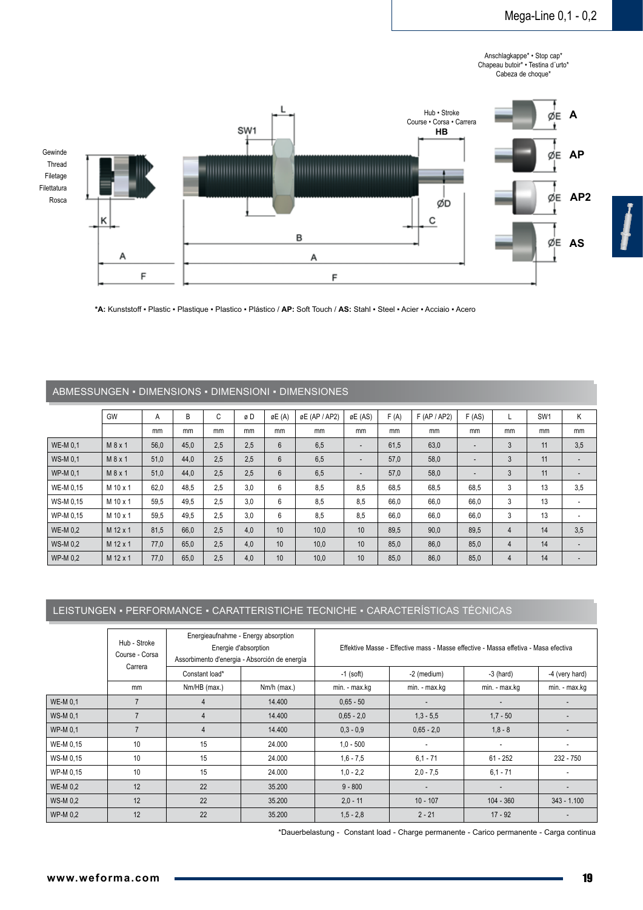# Mega-Line 0,1 - 0,2

Anschlagkappe* • Stop cap*
Chapeau butoir* • Testina d´urto*
Cabeza de choque*

Gewinde
Thread
Filetage
Filettatura
Rosca

Hub • Stroke
Course • Corsa • Carrera
**HB**

**A** **AP** **AP2** **AS**

***A:** Kunststoff • Plastic • Plastique • Plastico • Plástico / **AP:** Soft Touch / **AS:** Stahl • Steel • Acier • Acciaio • Acero

## ABMESSUNGEN • DIMENSIONS • DIMENSIONI • DIMENSIONES

| | GW | A | B | C | ø D | øE (A) | øE (AP / AP2) | øE (AS) | F (A) | F (AP / AP2) | F (AS) | L | SW1 | K |
|---|---|---|---|---|---|---|---|---|---|---|---|---|---|---|
| | | mm | mm | mm | mm | mm | mm | mm | mm | mm | mm | mm | mm | mm |
| WE-M 0,1 | M 8 x 1 | 56,0 | 45,0 | 2,5 | 2,5 | 6 | 6,5 | - | 61,5 | 63,0 | - | 3 | 11 | 3,5 |
| WS-M 0,1 | M 8 x 1 | 51,0 | 44,0 | 2,5 | 2,5 | 6 | 6,5 | - | 57,0 | 58,0 | - | 3 | 11 | - |
| WP-M 0,1 | M 8 x 1 | 51,0 | 44,0 | 2,5 | 2,5 | 6 | 6,5 | - | 57,0 | 58,0 | - | 3 | 11 | - |
| WE-M 0,15 | M 10 x 1 | 62,0 | 48,5 | 2,5 | 3,0 | 6 | 8,5 | 8,5 | 68,5 | 68,5 | 68,5 | 3 | 13 | 3,5 |
| WS-M 0,15 | M 10 x 1 | 59,5 | 49,5 | 2,5 | 3,0 | 6 | 8,5 | 8,5 | 66,0 | 66,0 | 66,0 | 3 | 13 | - |
| WP-M 0,15 | M 10 x 1 | 59,5 | 49,5 | 2,5 | 3,0 | 6 | 8,5 | 8,5 | 66,0 | 66,0 | 66,0 | 3 | 13 | - |
| WE-M 0,2 | M 12 x 1 | 81,5 | 66,0 | 2,5 | 4,0 | 10 | 10,0 | 10 | 89,5 | 90,0 | 89,5 | 4 | 14 | 3,5 |
| WS-M 0,2 | M 12 x 1 | 77,0 | 65,0 | 2,5 | 4,0 | 10 | 10,0 | 10 | 85,0 | 86,0 | 85,0 | 4 | 14 | - |
| WP-M 0,2 | M 12 x 1 | 77,0 | 65,0 | 2,5 | 4,0 | 10 | 10,0 | 10 | 85,0 | 86,0 | 85,0 | 4 | 14 | - |

## LEISTUNGEN • PERFORMANCE • CARATTERISTICHE TECNICHE • CARACTERÍSTICAS TÉCNICAS

| | Hub - Stroke Course - Corsa Carrera | Energieaufnahme - Energy absorption Energie d'absorption Assorbimento d'energia - Absorción de energía | | Effektive Masse - Effective mass - Masse effective - Massa effetiva - Masa efectiva | | | |
|---|---|---|---|---|---|---|---|
| | | Constant load* | | -1 (soft) | -2 (medium) | -3 (hard) | -4 (very hard) |
| | mm | Nm/HB (max.) | Nm/h (max.) | min. - max.kg | min. - max.kg | min. - max.kg | min. - max.kg |
| WE-M 0,1 | 7 | 4 | 14.400 | 0,65 - 50 | - | - | - |
| WS-M 0,1 | 7 | 4 | 14.400 | 0,65 - 2,0 | 1,3 - 5,5 | 1,7 - 50 | - |
| WP-M 0,1 | 7 | 4 | 14.400 | 0,3 - 0,9 | 0,65 - 2,0 | 1,8 - 8 | - |
| WE-M 0,15 | 10 | 15 | 24.000 | 1,0 - 500 | - | - | - |
| WS-M 0,15 | 10 | 15 | 24.000 | 1,6 - 7,5 | 6,1 - 71 | 61 - 252 | 232 - 750 |
| WP-M 0,15 | 10 | 15 | 24.000 | 1,0 - 2,2 | 2,0 - 7,5 | 6,1 - 71 | - |
| WE-M 0,2 | 12 | 22 | 35.200 | 9 - 800 | - | - | - |
| WS-M 0,2 | 12 | 22 | 35.200 | 2,0 - 11 | 10 - 107 | 104 - 360 | 343 - 1.100 |
| WP-M 0,2 | 12 | 22 | 35.200 | 1,5 - 2,8 | 2 - 21 | 17 - 92 | - |

*Dauerbelastung - Constant load - Charge permanente - Carico permanente - Carga continua

www.weforma.com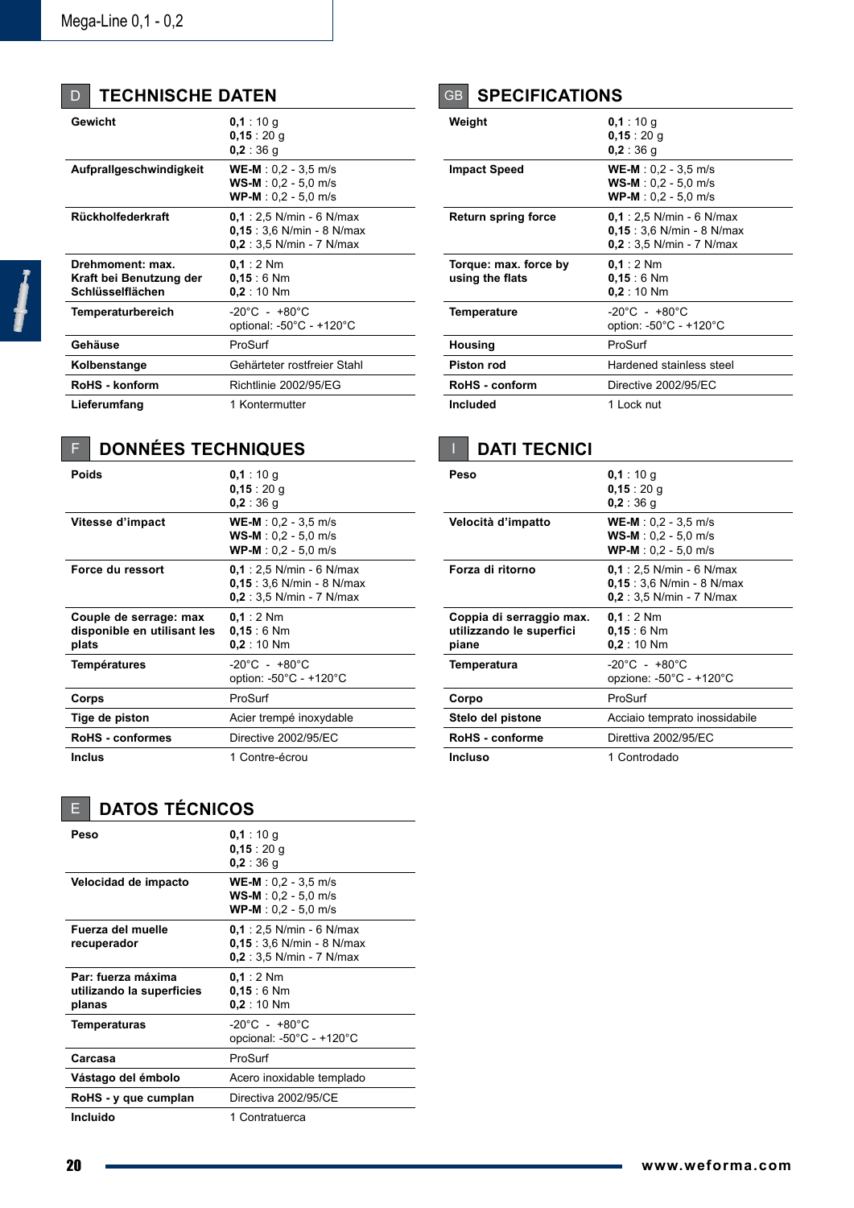## D TECHNISCHE DATEN

| | |
|---|---|
| **Gewicht** | **0,1** : 10 g<br>**0,15** : 20 g<br>**0,2** : 36 g |
| **Aufprallgeschwindigkeit** | **WE-M** : 0,2 - 3,5 m/s<br>**WS-M** : 0,2 - 5,0 m/s<br>**WP-M** : 0,2 - 5,0 m/s |
| **Rückholfederkraft** | **0,1** : 2,5 N/min - 6 N/max<br>**0,15** : 3,6 N/min - 8 N/max<br>**0,2** : 3,5 N/min - 7 N/max |
| **Drehmoment: max. Kraft bei Benutzung der Schlüsselflächen** | **0,1** : 2 Nm<br>**0,15** : 6 Nm<br>**0,2** : 10 Nm |
| **Temperaturbereich** | -20°C - +80°C<br>optional: -50°C - +120°C |
| **Gehäuse** | ProSurf |
| **Kolbenstange** | Gehärteter rostfreier Stahl |
| **RoHS - konform** | Richtlinie 2002/95/EG |
| **Lieferumfang** | 1 Kontermutter |

## GB SPECIFICATIONS

| | |
|---|---|
| **Weight** | **0,1** : 10 g<br>**0,15** : 20 g<br>**0,2** : 36 g |
| **Impact Speed** | **WE-M** : 0,2 - 3,5 m/s<br>**WS-M** : 0,2 - 5,0 m/s<br>**WP-M** : 0,2 - 5,0 m/s |
| **Return spring force** | **0,1** : 2,5 N/min - 6 N/max<br>**0,15** : 3,6 N/min - 8 N/max<br>**0,2** : 3,5 N/min - 7 N/max |
| **Torque: max. force by using the flats** | **0,1** : 2 Nm<br>**0,15** : 6 Nm<br>**0,2** : 10 Nm |
| **Temperature** | -20°C - +80°C<br>option: -50°C - +120°C |
| **Housing** | ProSurf |
| **Piston rod** | Hardened stainless steel |
| **RoHS - conform** | Directive 2002/95/EC |
| **Included** | 1 Lock nut |

## F DONNÉES TECHNIQUES

| | |
|---|---|
| **Poids** | **0,1** : 10 g<br>**0,15** : 20 g<br>**0,2** : 36 g |
| **Vitesse d'impact** | **WE-M** : 0,2 - 3,5 m/s<br>**WS-M** : 0,2 - 5,0 m/s<br>**WP-M** : 0,2 - 5,0 m/s |
| **Force du ressort** | **0,1** : 2,5 N/min - 6 N/max<br>**0,15** : 3,6 N/min - 8 N/max<br>**0,2** : 3,5 N/min - 7 N/max |
| **Couple de serrage: max disponible en utilisant les plats** | **0,1** : 2 Nm<br>**0,15** : 6 Nm<br>**0,2** : 10 Nm |
| **Températures** | -20°C - +80°C<br>option: -50°C - +120°C |
| **Corps** | ProSurf |
| **Tige de piston** | Acier trempé inoxydable |
| **RoHS - conformes** | Directive 2002/95/EC |
| **Inclus** | 1 Contre-écrou |

## I DATI TECNICI

| | |
|---|---|
| **Peso** | **0,1** : 10 g<br>**0,15** : 20 g<br>**0,2** : 36 g |
| **Velocità d'impatto** | **WE-M** : 0,2 - 3,5 m/s<br>**WS-M** : 0,2 - 5,0 m/s<br>**WP-M** : 0,2 - 5,0 m/s |
| **Forza di ritorno** | **0,1** : 2,5 N/min - 6 N/max<br>**0,15** : 3,6 N/min - 8 N/max<br>**0,2** : 3,5 N/min - 7 N/max |
| **Coppia di serraggio max. utilizzando le superfici piane** | **0,1** : 2 Nm<br>**0,15** : 6 Nm<br>**0,2** : 10 Nm |
| **Temperatura** | -20°C - +80°C<br>opzione: -50°C - +120°C |
| **Corpo** | ProSurf |
| **Stelo del pistone** | Acciaio temprato inossidabile |
| **RoHS - conforme** | Direttiva 2002/95/EC |
| **Incluso** | 1 Controdado |

## E DATOS TÉCNICOS

| | |
|---|---|
| **Peso** | **0,1** : 10 g<br>**0,15** : 20 g<br>**0,2** : 36 g |
| **Velocidad de impacto** | **WE-M** : 0,2 - 3,5 m/s<br>**WS-M** : 0,2 - 5,0 m/s<br>**WP-M** : 0,2 - 5,0 m/s |
| **Fuerza del muelle recuperador** | **0,1** : 2,5 N/min - 6 N/max<br>**0,15** : 3,6 N/min - 8 N/max<br>**0,2** : 3,5 N/min - 7 N/max |
| **Par: fuerza máxima utilizando la superficies planas** | **0,1** : 2 Nm<br>**0,15** : 6 Nm<br>**0,2** : 10 Nm |
| **Temperaturas** | -20°C - +80°C<br>opcional: -50°C - +120°C |
| **Carcasa** | ProSurf |
| **Vástago del émbolo** | Acero inoxidable templado |
| **RoHS - y que cumplan** | Directiva 2002/95/CE |
| **Incluido** | 1 Contratuerca |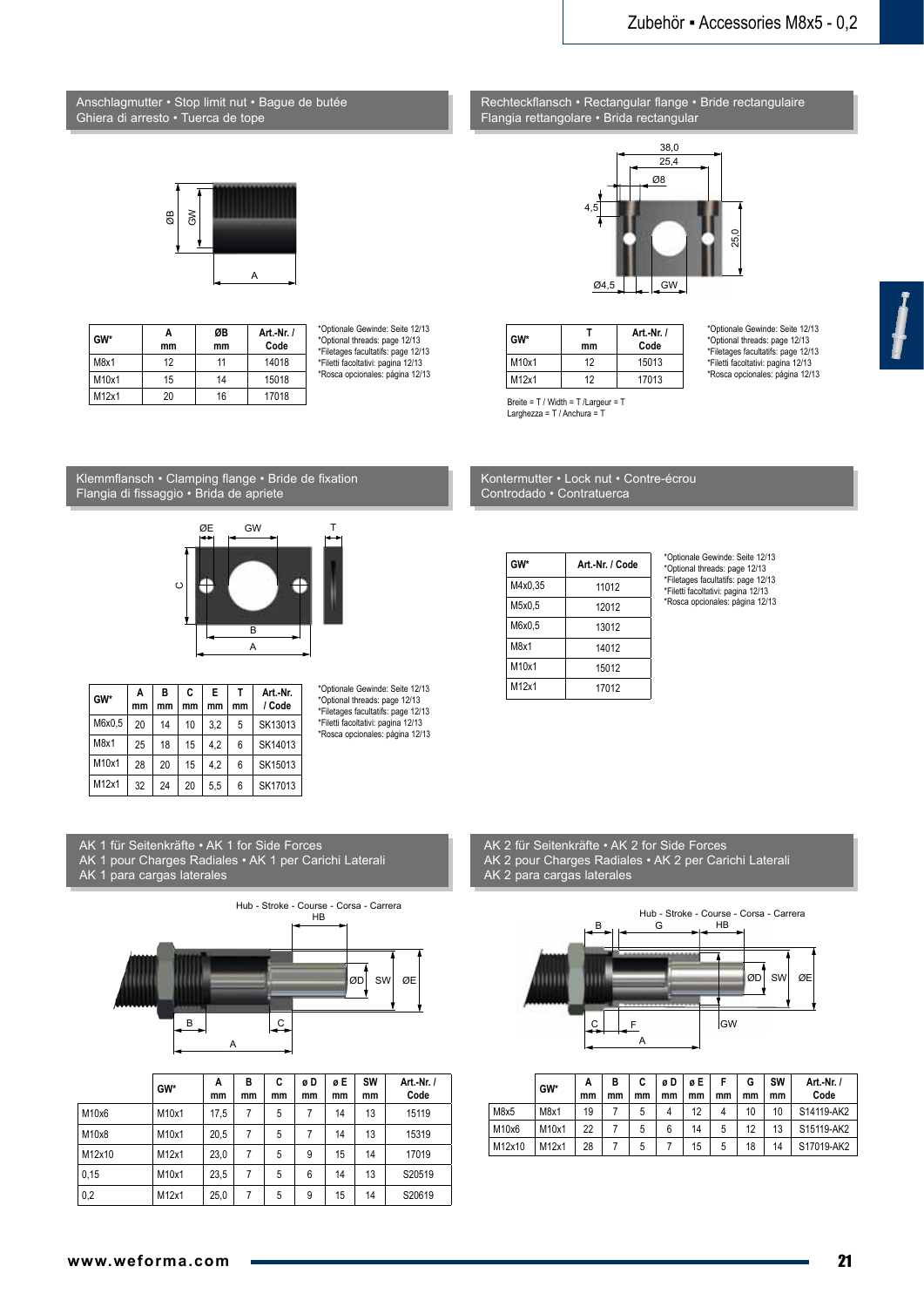## Anschlagmutter • Stop limit nut • Bague de butée
Ghiera di arresto • Tuerca de tope

ØB
GW
A

| GW* | A mm | ØB mm | Art.-Nr. / Code |
|---|---|---|---|
| M8x1 | 12 | 11 | 14018 |
| M10x1 | 15 | 14 | 15018 |
| M12x1 | 20 | 16 | 17018 |

*Optionale Gewinde: Seite 12/13
*Optional threads: page 12/13
*Filetages facultatifs: page 12/13
*Filetti facoltativi: pagina 12/13
*Rosca opcionales: página 12/13

## Rechteckflansch • Rectangular flange • Bride rectangulaire
Flangia rettangolare • Brida rectangular

38,0
25,4
Ø8
4,5
25,0
Ø4,5
GW

| GW* | T mm | Art.-Nr. / Code |
|---|---|---|
| M10x1 | 12 | 15013 |
| M12x1 | 12 | 17013 |

Breite = T / Width = T /Largeur = T
Larghezza = T / Anchura = T

*Optionale Gewinde: Seite 12/13
*Optional threads: page 12/13
*Filetages facultatifs: page 12/13
*Filetti facoltativi: pagina 12/13
*Rosca opcionales: página 12/13

## Klemmflansch • Clamping flange • Bride de fixation
Flangia di fissaggio • Brida de apriete

ØE
GW
T
C
B
A

| GW* | A mm | B mm | C mm | E mm | T mm | Art.-Nr. / Code |
|---|---|---|---|---|---|---|
| M6x0,5 | 20 | 14 | 10 | 3,2 | 5 | SK13013 |
| M8x1 | 25 | 18 | 15 | 4,2 | 6 | SK14013 |
| M10x1 | 28 | 20 | 15 | 4,2 | 6 | SK15013 |
| M12x1 | 32 | 24 | 20 | 5,5 | 6 | SK17013 |

*Optionale Gewinde: Seite 12/13
*Optional threads: page 12/13
*Filetages facultatifs: page 12/13
*Filetti facoltativi: pagina 12/13
*Rosca opcionales: página 12/13

## Kontermutter • Lock nut • Contre-écrou
Controdado • Contratuerca

| GW* | Art.-Nr. / Code |
|---|---|
| M4x0,35 | 11012 |
| M5x0,5 | 12012 |
| M6x0,5 | 13012 |
| M8x1 | 14012 |
| M10x1 | 15012 |
| M12x1 | 17012 |

*Optionale Gewinde: Seite 12/13
*Optional threads: page 12/13
*Filetages facultatifs: page 12/13
*Filetti facoltativi: pagina 12/13
*Rosca opcionales: página 12/13

## AK 1 für Seitenkräfte • AK 1 for Side Forces
AK 1 pour Charges Radiales • AK 1 per Carichi Laterali
AK 1 para cargas laterales

Hub - Stroke - Course - Corsa - Carrera
HB
ØD
SW
ØE
B
C
A

| | GW* | A mm | B mm | C mm | ø D mm | ø E mm | SW mm | Art.-Nr. / Code |
|---|---|---|---|---|---|---|---|---|
| M10x6 | M10x1 | 17,5 | 7 | 5 | 7 | 14 | 13 | 15119 |
| M10x8 | M10x1 | 20,5 | 7 | 5 | 7 | 14 | 13 | 15319 |
| M12x10 | M12x1 | 23,0 | 7 | 5 | 9 | 15 | 14 | 17019 |
| 0,15 | M10x1 | 23,5 | 7 | 5 | 6 | 14 | 13 | S20519 |
| 0,2 | M12x1 | 25,0 | 7 | 5 | 9 | 15 | 14 | S20619 |

## AK 2 für Seitenkräfte • AK 2 for Side Forces
AK 2 pour Charges Radiales • AK 2 per Carichi Laterali
AK 2 para cargas laterales

Hub - Stroke - Course - Corsa - Carrera
B
G
HB
ØD
SW
ØE
C
F
GW
A

| | GW* | A mm | B mm | C mm | ø D mm | ø E mm | F mm | G mm | SW mm | Art.-Nr. / Code |
|---|---|---|---|---|---|---|---|---|---|---|
| M8x5 | M8x1 | 19 | 7 | 5 | 4 | 12 | 4 | 10 | 10 | S14119-AK2 |
| M10x6 | M10x1 | 22 | 7 | 5 | 6 | 14 | 5 | 12 | 13 | S15119-AK2 |
| M12x10 | M12x1 | 28 | 7 | 5 | 7 | 15 | 5 | 18 | 14 | S17019-AK2 |

www.weforma.com